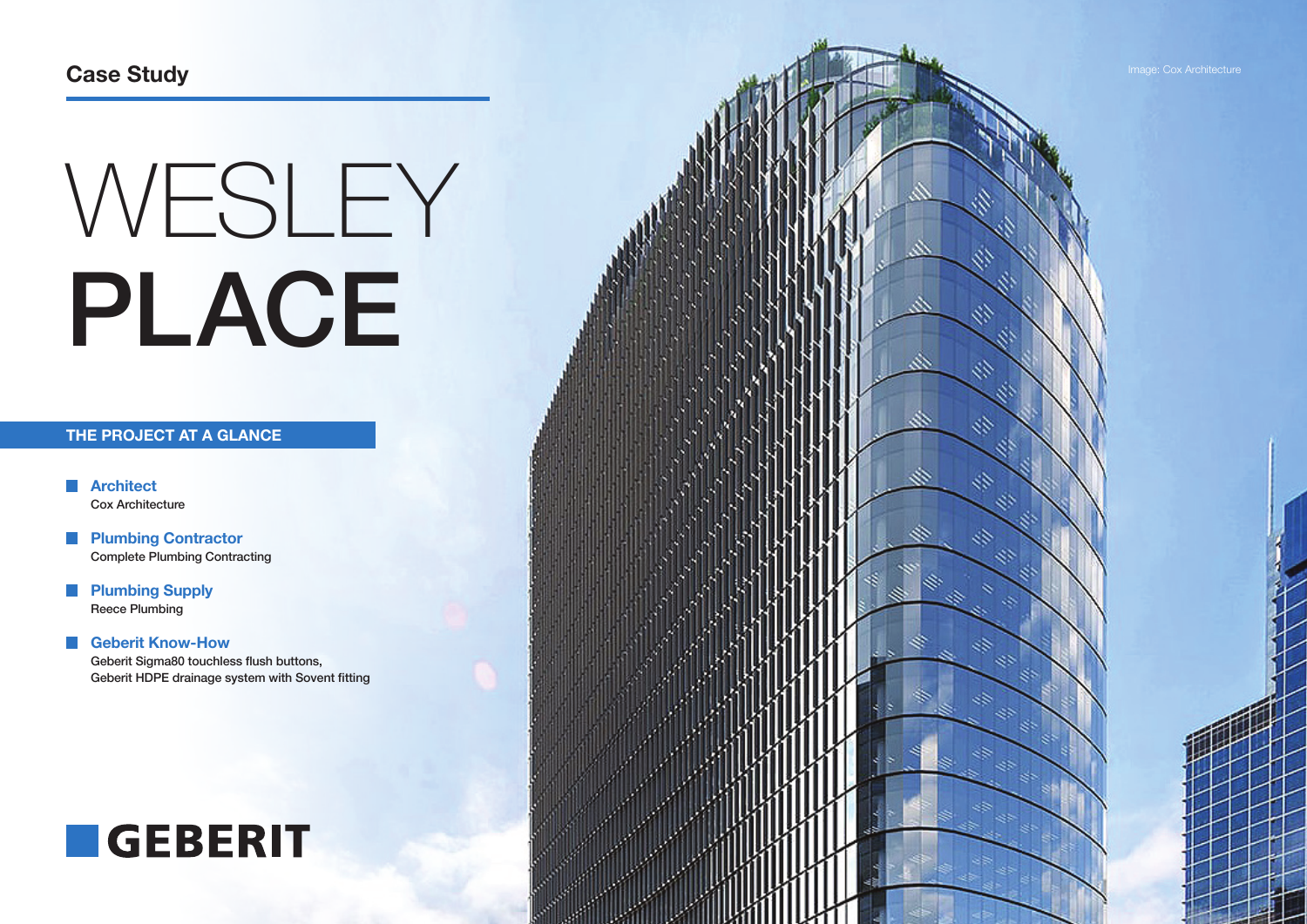Case Study

# WESLEY PLACE

Image: Cox Architecture

## THE PROJECT AT A GLANCE

- **Architect**
  Cox Architecture
- **Plumbing Contractor**
  Complete Plumbing Contracting
- **Plumbing Supply**
  Reece Plumbing
- **Geberit Know-How**
  Geberit Sigma80 touchless flush buttons,
  Geberit HDPE drainage system with Sovent fitting

GEBERIT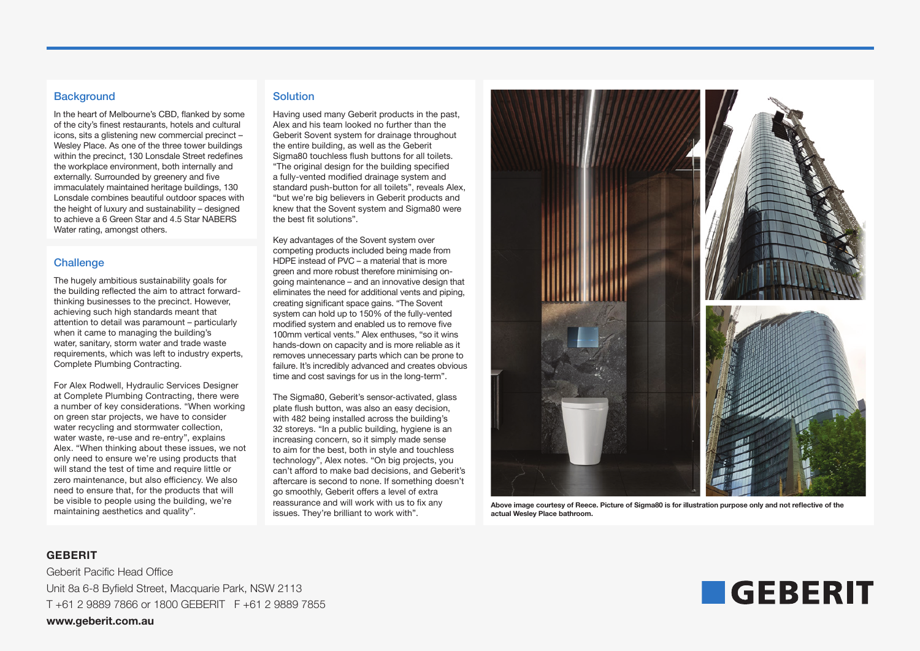## Background

In the heart of Melbourne's CBD, flanked by some of the city's finest restaurants, hotels and cultural icons, sits a glistening new commercial precinct – Wesley Place. As one of the three tower buildings within the precinct, 130 Lonsdale Street redefines the workplace environment, both internally and externally. Surrounded by greenery and five immaculately maintained heritage buildings, 130 Lonsdale combines beautiful outdoor spaces with the height of luxury and sustainability – designed to achieve a 6 Green Star and 4.5 Star NABERS Water rating, amongst others.

## Challenge

The hugely ambitious sustainability goals for the building reflected the aim to attract forward-thinking businesses to the precinct. However, achieving such high standards meant that attention to detail was paramount – particularly when it came to managing the building's water, sanitary, storm water and trade waste requirements, which was left to industry experts, Complete Plumbing Contracting.

For Alex Rodwell, Hydraulic Services Designer at Complete Plumbing Contracting, there were a number of key considerations. "When working on green star projects, we have to consider water recycling and stormwater collection, water waste, re-use and re-entry", explains Alex. "When thinking about these issues, we not only need to ensure we're using products that will stand the test of time and require little or zero maintenance, but also efficiency. We also need to ensure that, for the products that will be visible to people using the building, we're maintaining aesthetics and quality".

## Solution

Having used many Geberit products in the past, Alex and his team looked no further than the Geberit Sovent system for drainage throughout the entire building, as well as the Geberit Sigma80 touchless flush buttons for all toilets. "The original design for the building specified a fully-vented modified drainage system and standard push-button for all toilets", reveals Alex, "but we're big believers in Geberit products and knew that the Sovent system and Sigma80 were the best fit solutions".

Key advantages of the Sovent system over competing products included being made from HDPE instead of PVC – a material that is more green and more robust therefore minimising on-going maintenance – and an innovative design that eliminates the need for additional vents and piping, creating significant space gains. "The Sovent system can hold up to 150% of the fully-vented modified system and enabled us to remove five 100mm vertical vents." Alex enthuses, "so it wins hands-down on capacity and is more reliable as it removes unnecessary parts which can be prone to failure. It's incredibly advanced and creates obvious time and cost savings for us in the long-term".

The Sigma80, Geberit's sensor-activated, glass plate flush button, was also an easy decision, with 482 being installed across the building's 32 storeys. "In a public building, hygiene is an increasing concern, so it simply made sense to aim for the best, both in style and touchless technology", Alex notes. "On big projects, you can't afford to make bad decisions, and Geberit's aftercare is second to none. If something doesn't go smoothly, Geberit offers a level of extra reassurance and will work with us to fix any issues. They're brilliant to work with".

**Above image courtesy of Reece. Picture of Sigma80 is for illustration purpose only and not reflective of the actual Wesley Place bathroom.**

**GEBERIT**

Geberit Pacific Head Office
Unit 8a 6-8 Byfield Street, Macquarie Park, NSW 2113
T +61 2 9889 7866 or 1800 GEBERIT F +61 2 9889 7855
**www.geberit.com.au**

GEBERIT